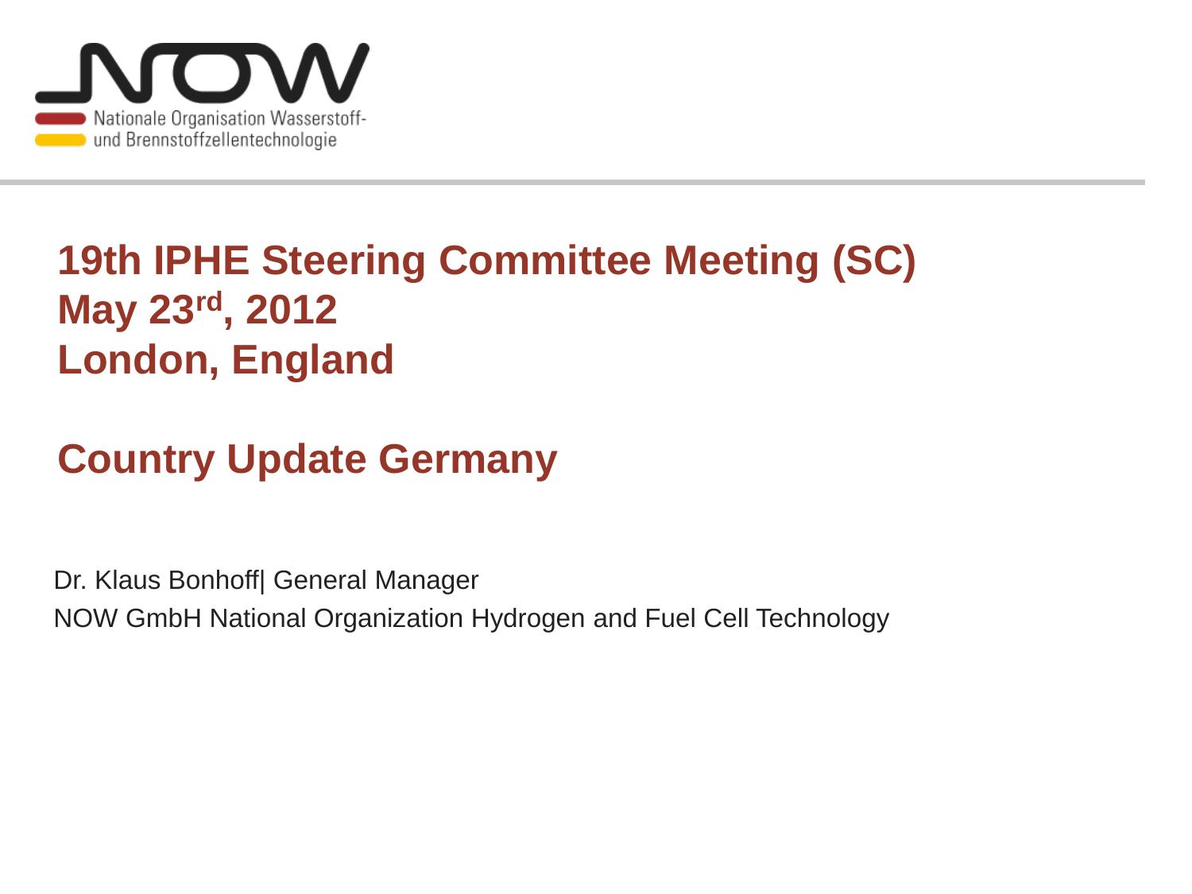Nationale Organisation Wasserstoff- und Brennstoffzellentechnologie

# 19th IPHE Steering Committee Meeting (SC)
# May 23rd, 2012
# London, England

## Country Update Germany

Dr. Klaus Bonhoff| General Manager

NOW GmbH National Organization Hydrogen and Fuel Cell Technology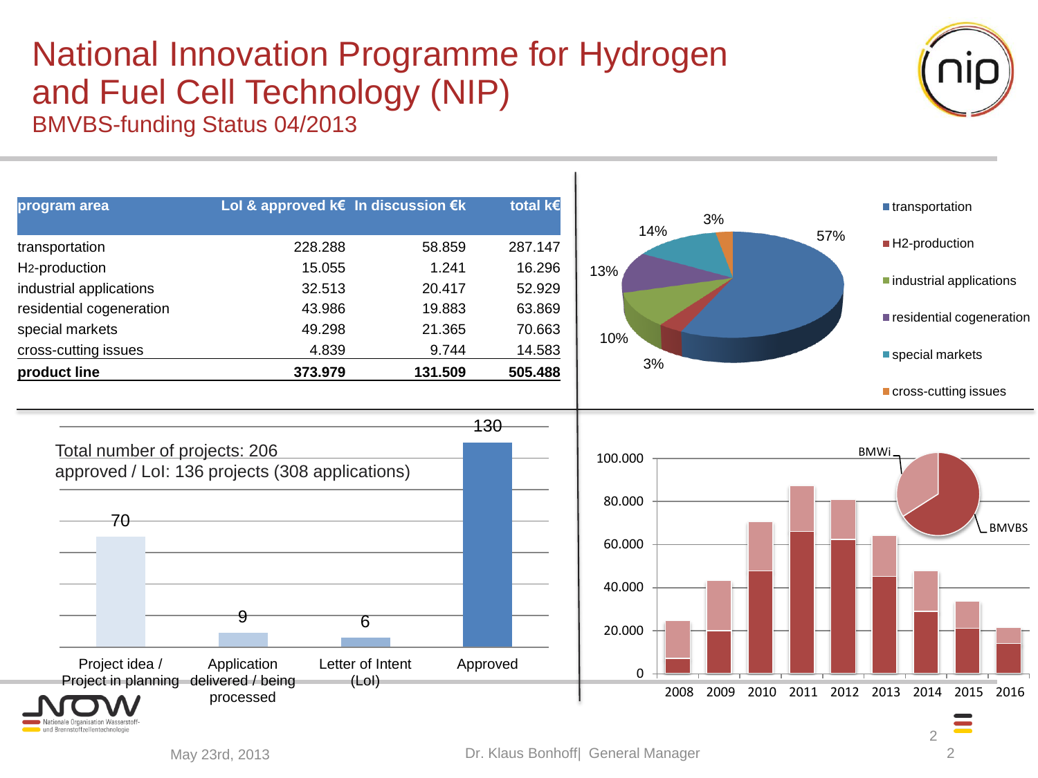# National Innovation Programme for Hydrogen and Fuel Cell Technology (NIP)

## BMVBS-funding Status 04/2013

| program area | LoI & approved k€ | In discussion €k | total k€ |
|---|---|---|---|
| transportation | 228.288 | 58.859 | 287.147 |
| $H_2$-production | 15.055 | 1.241 | 16.296 |
| industrial applications | 32.513 | 20.417 | 52.929 |
| residential cogeneration | 43.986 | 19.883 | 63.869 |
| special markets | 49.298 | 21.365 | 70.663 |
| cross-cutting issues | 4.839 | 9.744 | 14.583 |
| **product line** | **373.979** | **131.509** | **505.488** |

- transportation: 57%
- H2-production: 3%
- industrial applications: 10%
- residential cogeneration: 13%
- special markets: 14%
- cross-cutting issues: 3%

Total number of projects: 206

approved / LoI: 136 projects (308 applications)

| Project idea / Project in planning | Application delivered / being processed | Letter of Intent (LoI) | Approved |
|---|---|---|---|
| 70 | 9 | 6 | 130 |

Funding per year (2008–2016), BMWi / BMVBS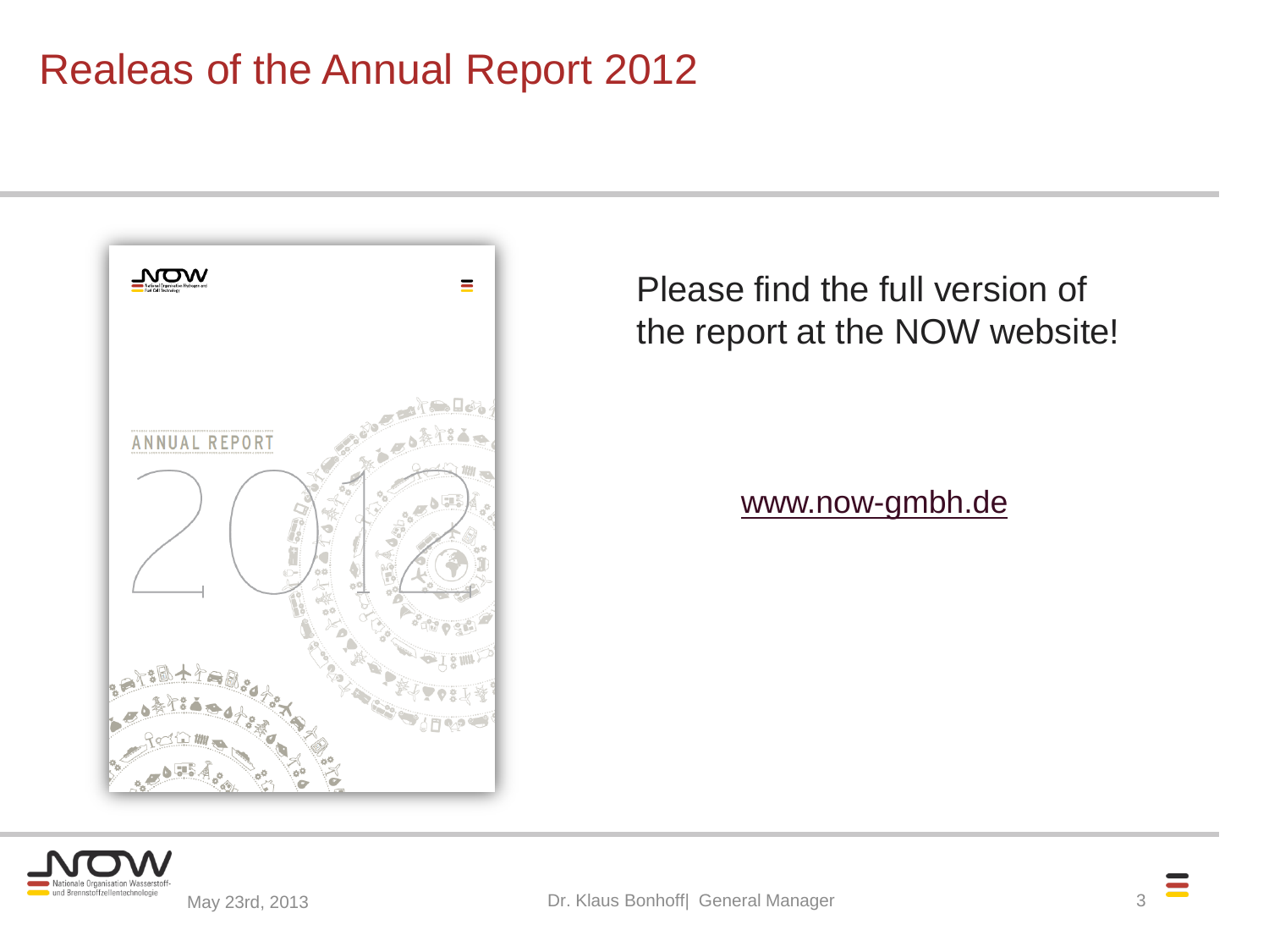# Realeas of the Annual Report 2012

Please find the full version of the report at the NOW website!

www.now-gmbh.de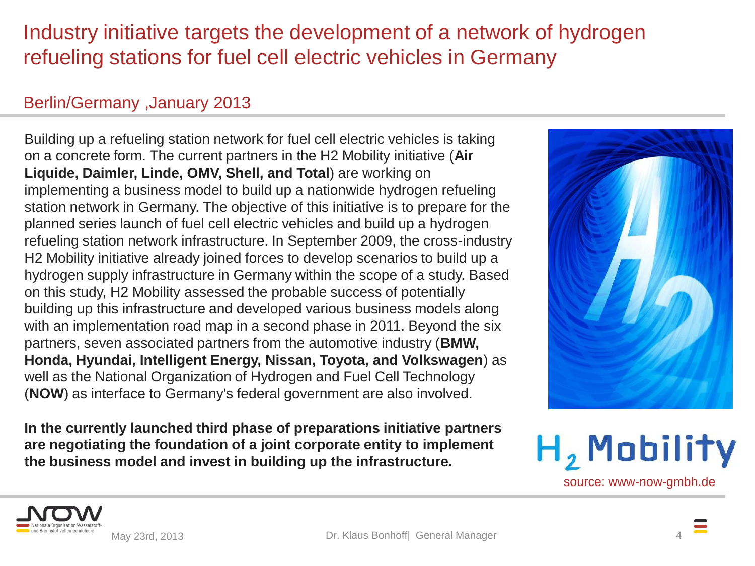# Industry initiative targets the development of a network of hydrogen refueling stations for fuel cell electric vehicles in Germany

## Berlin/Germany ,January 2013

Building up a refueling station network for fuel cell electric vehicles is taking on a concrete form. The current partners in the H2 Mobility initiative (**Air Liquide, Daimler, Linde, OMV, Shell, and Total**) are working on implementing a business model to build up a nationwide hydrogen refueling station network in Germany. The objective of this initiative is to prepare for the planned series launch of fuel cell electric vehicles and build up a hydrogen refueling station network infrastructure. In September 2009, the cross-industry H2 Mobility initiative already joined forces to develop scenarios to build up a hydrogen supply infrastructure in Germany within the scope of a study. Based on this study, H2 Mobility assessed the probable success of potentially building up this infrastructure and developed various business models along with an implementation road map in a second phase in 2011. Beyond the six partners, seven associated partners from the automotive industry (**BMW, Honda, Hyundai, Intelligent Energy, Nissan, Toyota, and Volkswagen**) as well as the National Organization of Hydrogen and Fuel Cell Technology (**NOW**) as interface to Germany's federal government are also involved.

**In the currently launched third phase of preparations initiative partners are negotiating the foundation of a joint corporate entity to implement the business model and invest in building up the infrastructure.**

$H_2$ Mobility

source: www-now-gmbh.de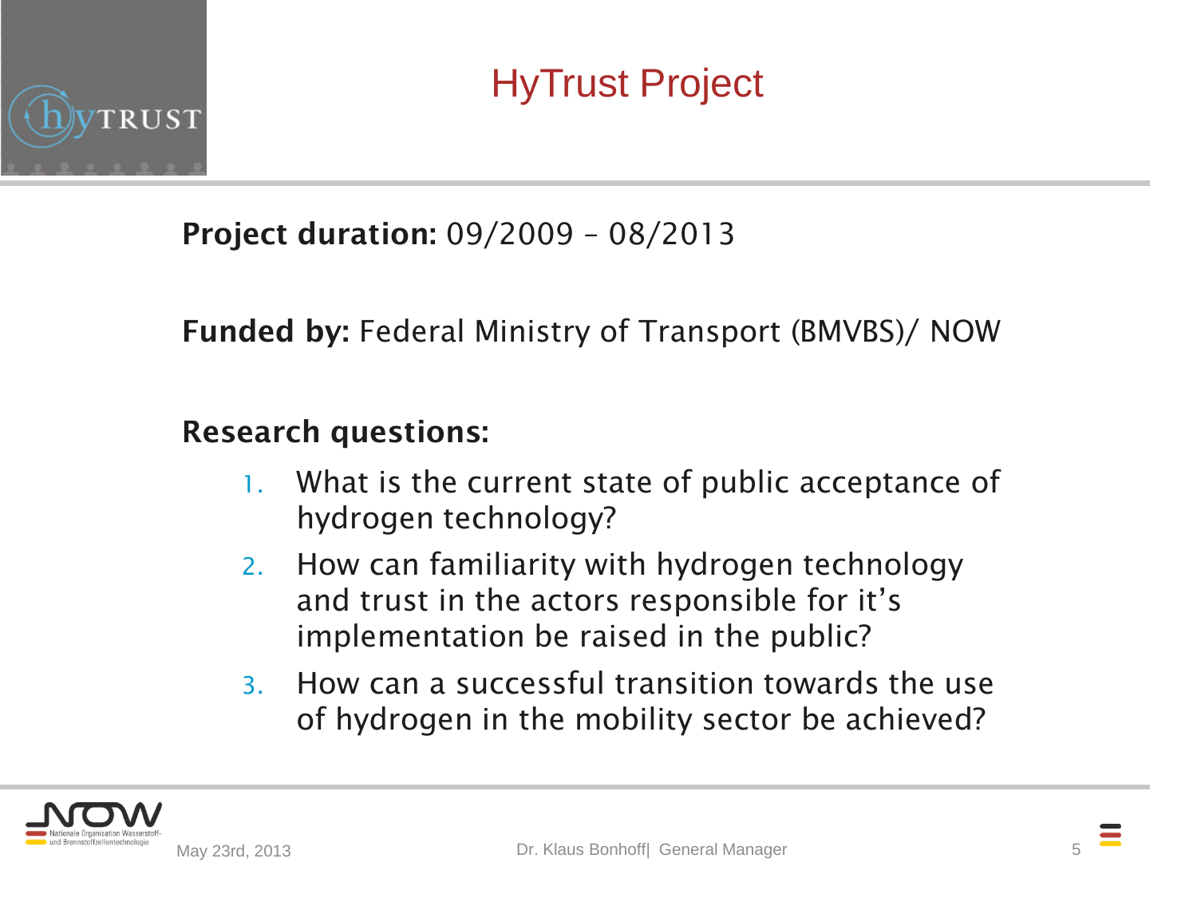# HyTrust Project

**Project duration:** 09/2009 – 08/2013

**Funded by:** Federal Ministry of Transport (BMVBS)/ NOW

**Research questions:**

1. What is the current state of public acceptance of hydrogen technology?
2. How can familiarity with hydrogen technology and trust in the actors responsible for it's implementation be raised in the public?
3. How can a successful transition towards the use of hydrogen in the mobility sector be achieved?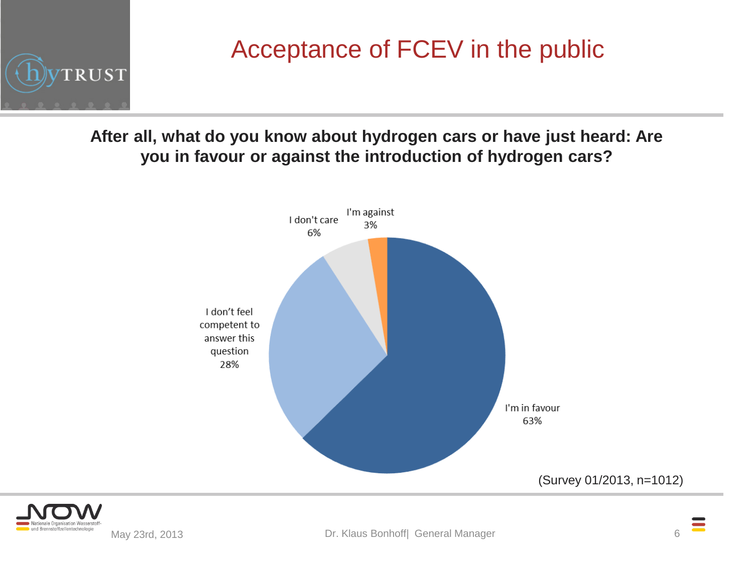# Acceptance of FCEV in the public

**After all, what do you know about hydrogen cars or have just heard: Are you in favour or against the introduction of hydrogen cars?**

| Response | Share |
|---|---|
| I'm in favour | 63% |
| I don't feel competent to answer this question | 28% |
| I don't care | 6% |
| I'm against | 3% |

(Survey 01/2013, n=1012)

May 23rd, 2013

Dr. Klaus Bonhoff| General Manager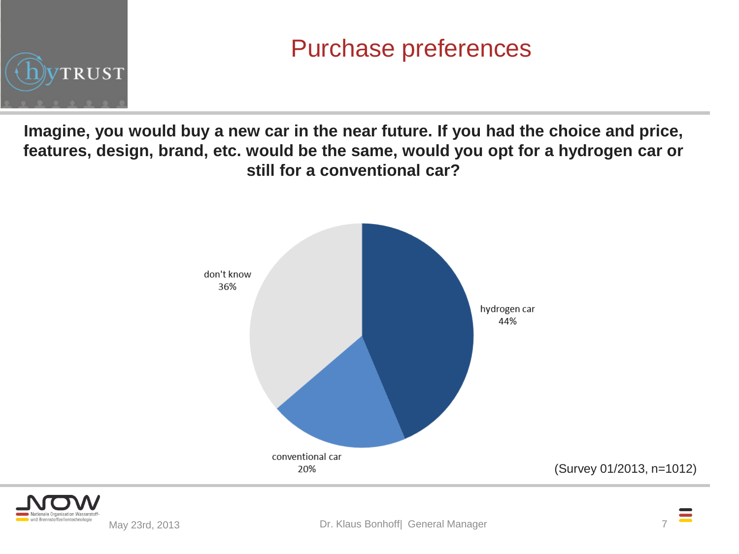# Purchase preferences

**Imagine, you would buy a new car in the near future. If you had the choice and price, features, design, brand, etc. would be the same, would you opt for a hydrogen car or still for a conventional car?**

| Response | Share |
|---|---|
| hydrogen car | 44% |
| conventional car | 20% |
| don't know | 36% |

(Survey 01/2013, n=1012)

May 23rd, 2013

Dr. Klaus Bonhoff| General Manager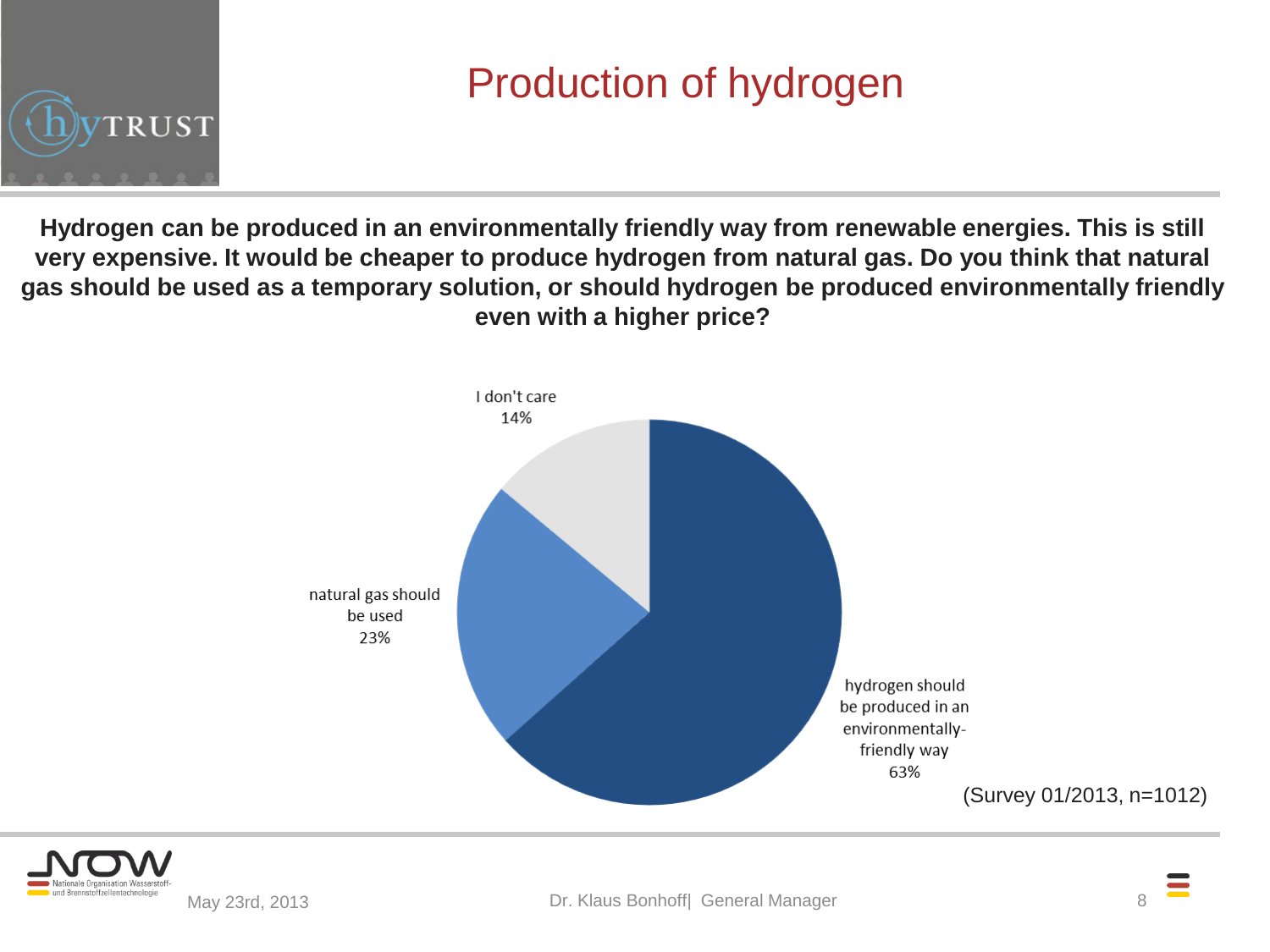# Production of hydrogen

**Hydrogen can be produced in an environmentally friendly way from renewable energies. This is still very expensive. It would be cheaper to produce hydrogen from natural gas. Do you think that natural gas should be used as a temporary solution, or should hydrogen be produced environmentally friendly even with a higher price?**

| Response | Share |
| --- | --- |
| hydrogen should be produced in an environmentally-friendly way | 63% |
| natural gas should be used | 23% |
| I don't care | 14% |

(Survey 01/2013, n=1012)

May 23rd, 2013 — Dr. Klaus Bonhoff | General Manager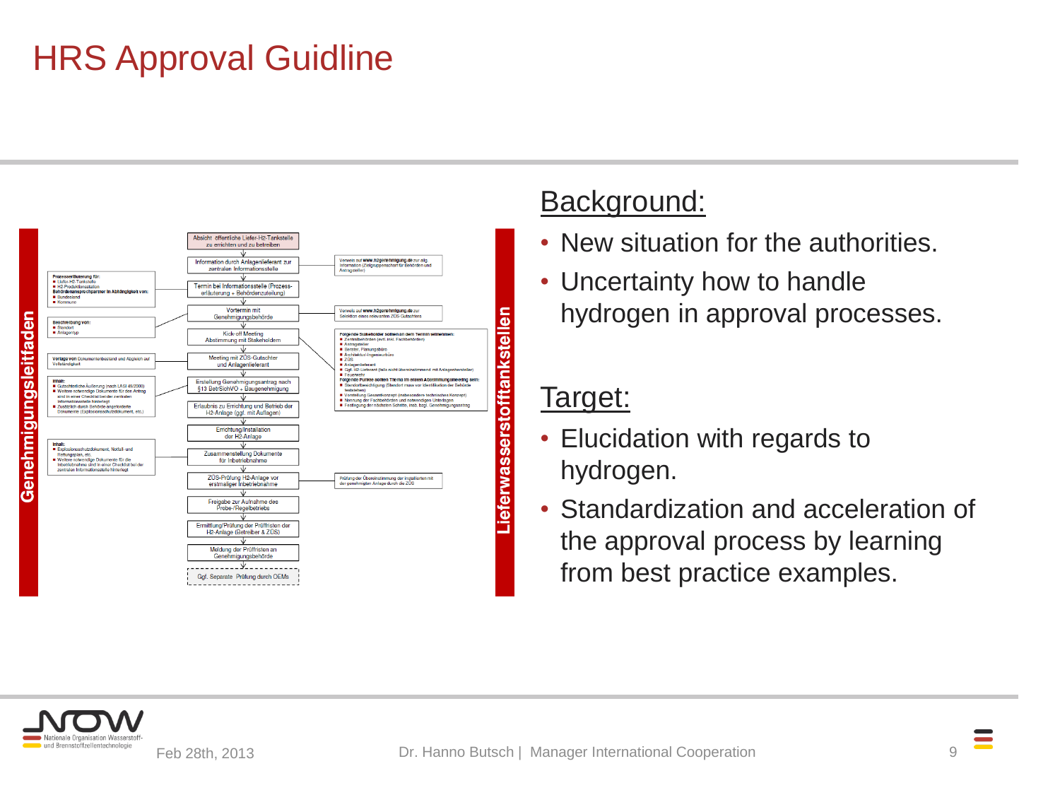# HRS Approval Guidline

Genehmigungsleitfaden

Absicht öffentliche Liefer-H2-Tankstelle zu errichten und zu betreiben

Information durch Anlagenlieferant zur zentralen Informationsstelle

Termin bei Informationsstelle (Prozess-erläuterung + Behördenzuteilung)

Vortermin mit Genehmigungsbehörde

Kick-off Meeting Abstimmung mit Stakeholdern

Meeting mit ZÜS-Gutachter und Anlagenlieferant

Erstellung Genehmigungsantrag nach §13 BetrSichVO + Baugenehmigung

Erlaubnis zu Errichtung und Betrieb der H2-Anlage (ggf. mit Auflagen)

Errichtung/Installation der H2-Anlage

Zusammenstellung Dokumente für Inbetriebnahme

ZÜS-Prüfung H2-Anlage vor erstmaliger Inbetriebnahme

Freigabe zur Aufnahme des Probe-/Regelbetriebs

Ermittlung/Prüfung der Prüffristen der H2-Anlage (Betreiber & ZÜS)

Meldung der Prüffristen an Genehmigungsbehörde

Ggf. Separate Prüfung durch OEMs

Lieferwasserstofftankstellen

## Background:

- New situation for the authorities.
- Uncertainty how to handle hydrogen in approval processes.

## Target:

- Elucidation with regards to hydrogen.
- Standardization and acceleration of the approval process by learning from best practice examples.

Feb 28th, 2013 Dr. Hanno Butsch | Manager International Cooperation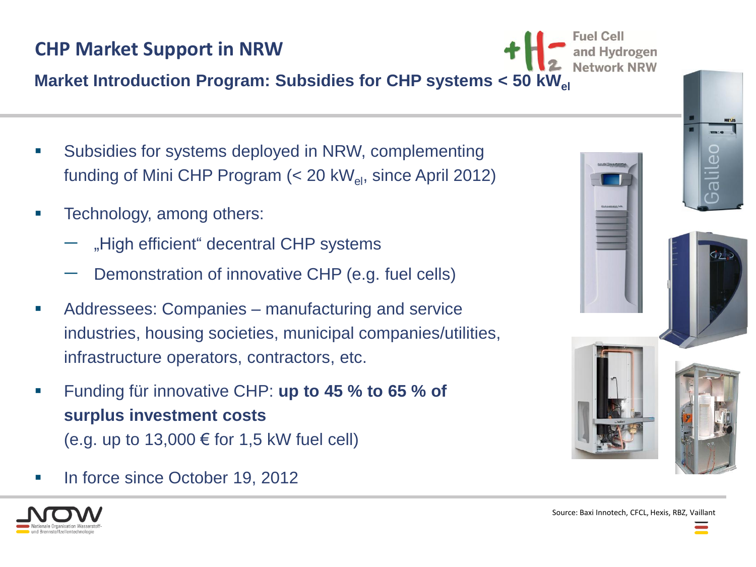# CHP Market Support in NRW

## Market Introduction Program: Subsidies for CHP systems < 50 $kW_{el}$

Fuel Cell and Hydrogen Network NRW

- Subsidies for systems deployed in NRW, complementing funding of Mini CHP Program (< 20 $kW_{el}$, since April 2012)
- Technology, among others:
  - „High efficient" decentral CHP systems
  - Demonstration of innovative CHP (e.g. fuel cells)
- Addressees: Companies – manufacturing and service industries, housing societies, municipal companies/utilities, infrastructure operators, contractors, etc.
- Funding für innovative CHP: **up to 45 % to 65 % of surplus investment costs** (e.g. up to 13,000 € for 1,5 kW fuel cell)
- In force since October 19, 2012

Source: Baxi Innotech, CFCL, Hexis, RBZ, Vaillant